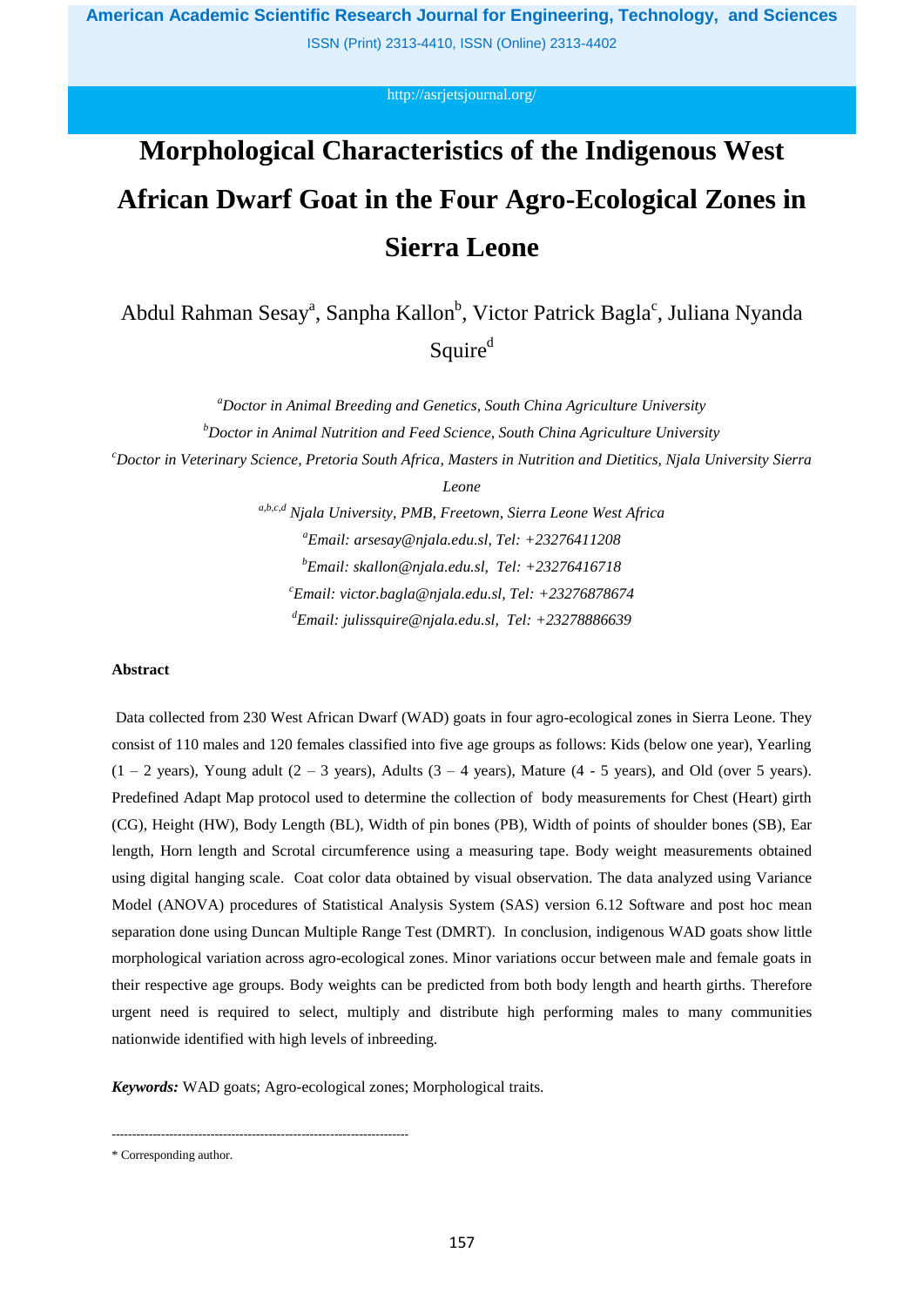# Morphological Characteristics of the Indigenous West African Dwarf Goat in the Four Agro-Ecological Zones in Sierra Leone

Abdul Rahman Sesay[a], Sanpha Kallon[b], Victor Patrick Bagla[c], Juliana Nyanda Squire[d]

*[a]Doctor in Animal Breeding and Genetics, South China Agriculture University*

*[b]Doctor in Animal Nutrition and Feed Science, South China Agriculture University*

*[c]Doctor in Veterinary Science, Pretoria South Africa, Masters in Nutrition and Dietitics, Njala University Sierra Leone*

*[a,b,c,d] Njala University, PMB, Freetown, Sierra Leone West Africa*

*[a]Email: arsesay@njala.edu.sl, Tel: +23276411208*

*[b]Email: skallon@njala.edu.sl, Tel: +23276416718*

*[c]Email: victor.bagla@njala.edu.sl, Tel: +23276878674*

*[d]Email: julissquire@njala.edu.sl, Tel: +23278886639*

## Abstract

Data collected from 230 West African Dwarf (WAD) goats in four agro-ecological zones in Sierra Leone. They consist of 110 males and 120 females classified into five age groups as follows: Kids (below one year), Yearling (1 – 2 years), Young adult (2 – 3 years), Adults (3 – 4 years), Mature (4 - 5 years), and Old (over 5 years). Predefined Adapt Map protocol used to determine the collection of body measurements for Chest (Heart) girth (CG), Height (HW), Body Length (BL), Width of pin bones (PB), Width of points of shoulder bones (SB), Ear length, Horn length and Scrotal circumference using a measuring tape. Body weight measurements obtained using digital hanging scale. Coat color data obtained by visual observation. The data analyzed using Variance Model (ANOVA) procedures of Statistical Analysis System (SAS) version 6.12 Software and post hoc mean separation done using Duncan Multiple Range Test (DMRT). In conclusion, indigenous WAD goats show little morphological variation across agro-ecological zones. Minor variations occur between male and female goats in their respective age groups. Body weights can be predicted from both body length and hearth girths. Therefore urgent need is required to select, multiply and distribute high performing males to many communities nationwide identified with high levels of inbreeding.

***Keywords:*** WAD goats; Agro-ecological zones; Morphological traits.

------------------------------------------------------------------------

\* Corresponding author.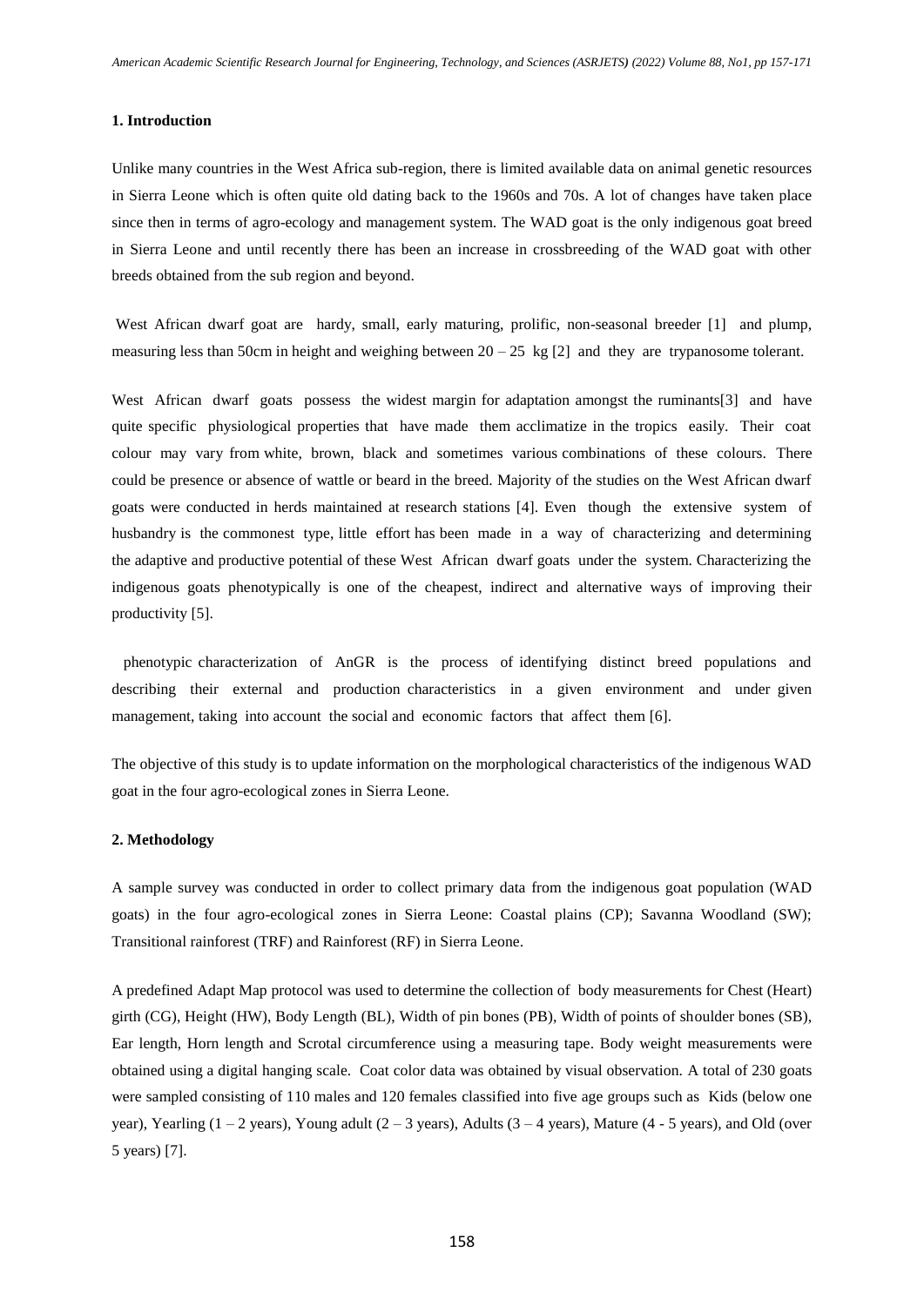## 1. Introduction

Unlike many countries in the West Africa sub-region, there is limited available data on animal genetic resources in Sierra Leone which is often quite old dating back to the 1960s and 70s. A lot of changes have taken place since then in terms of agro-ecology and management system. The WAD goat is the only indigenous goat breed in Sierra Leone and until recently there has been an increase in crossbreeding of the WAD goat with other breeds obtained from the sub region and beyond.

West African dwarf goat are hardy, small, early maturing, prolific, non-seasonal breeder [1] and plump, measuring less than 50cm in height and weighing between 20 – 25 kg [2] and they are trypanosome tolerant.

West African dwarf goats possess the widest margin for adaptation amongst the ruminants[3] and have quite specific physiological properties that have made them acclimatize in the tropics easily. Their coat colour may vary from white, brown, black and sometimes various combinations of these colours. There could be presence or absence of wattle or beard in the breed. Majority of the studies on the West African dwarf goats were conducted in herds maintained at research stations [4]. Even though the extensive system of husbandry is the commonest type, little effort has been made in a way of characterizing and determining the adaptive and productive potential of these West African dwarf goats under the system. Characterizing the indigenous goats phenotypically is one of the cheapest, indirect and alternative ways of improving their productivity [5].

phenotypic characterization of AnGR is the process of identifying distinct breed populations and describing their external and production characteristics in a given environment and under given management, taking into account the social and economic factors that affect them [6].

The objective of this study is to update information on the morphological characteristics of the indigenous WAD goat in the four agro-ecological zones in Sierra Leone.

## 2. Methodology

A sample survey was conducted in order to collect primary data from the indigenous goat population (WAD goats) in the four agro-ecological zones in Sierra Leone: Coastal plains (CP); Savanna Woodland (SW); Transitional rainforest (TRF) and Rainforest (RF) in Sierra Leone.

A predefined Adapt Map protocol was used to determine the collection of body measurements for Chest (Heart) girth (CG), Height (HW), Body Length (BL), Width of pin bones (PB), Width of points of shoulder bones (SB), Ear length, Horn length and Scrotal circumference using a measuring tape. Body weight measurements were obtained using a digital hanging scale. Coat color data was obtained by visual observation. A total of 230 goats were sampled consisting of 110 males and 120 females classified into five age groups such as Kids (below one year), Yearling (1 – 2 years), Young adult (2 – 3 years), Adults (3 – 4 years), Mature (4 - 5 years), and Old (over 5 years) [7].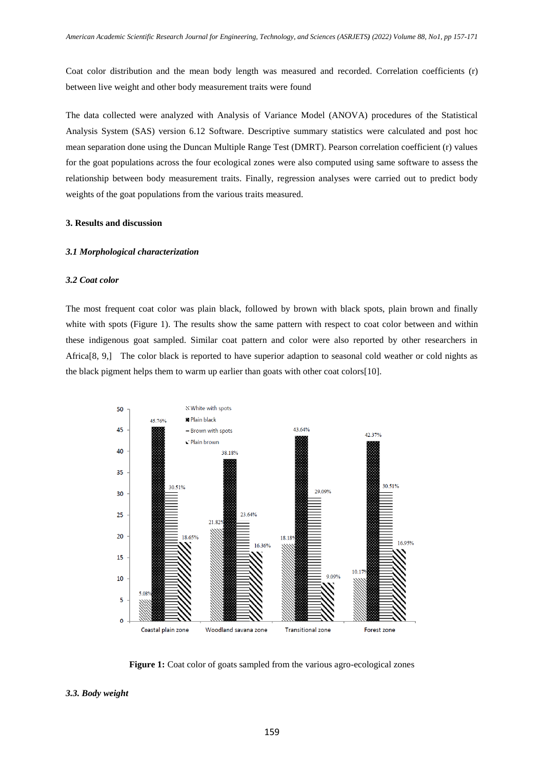Coat color distribution and the mean body length was measured and recorded. Correlation coefficients (r) between live weight and other body measurement traits were found

The data collected were analyzed with Analysis of Variance Model (ANOVA) procedures of the Statistical Analysis System (SAS) version 6.12 Software. Descriptive summary statistics were calculated and post hoc mean separation done using the Duncan Multiple Range Test (DMRT). Pearson correlation coefficient (r) values for the goat populations across the four ecological zones were also computed using same software to assess the relationship between body measurement traits. Finally, regression analyses were carried out to predict body weights of the goat populations from the various traits measured.

## 3. Results and discussion

### *3.1 Morphological characterization*

### *3.2 Coat color*

The most frequent coat color was plain black, followed by brown with black spots, plain brown and finally white with spots (Figure 1). The results show the same pattern with respect to coat color between and within these indigenous goat sampled. Similar coat pattern and color were also reported by other researchers in Africa[8, 9,] The color black is reported to have superior adaption to seasonal cold weather or cold nights as the black pigment helps them to warm up earlier than goats with other coat colors[10].

| Zone | White with spots | Plain black | Brown with spots | Plain brown |
|---|---|---|---|---|
| Coastal plain zone | 5.08% | 45.76% | 30.51% | 18.65% |
| Woodland savana zone | 21.82% | 38.18% | 23.64% | 16.36% |
| Transitional zone | 18.18% | 43.64% | 29.09% | 9.09% |
| Forest zone | 10.17% | 42.37% | 30.51% | 16.95% |

**Figure 1:** Coat color of goats sampled from the various agro-ecological zones

### *3.3. Body weight*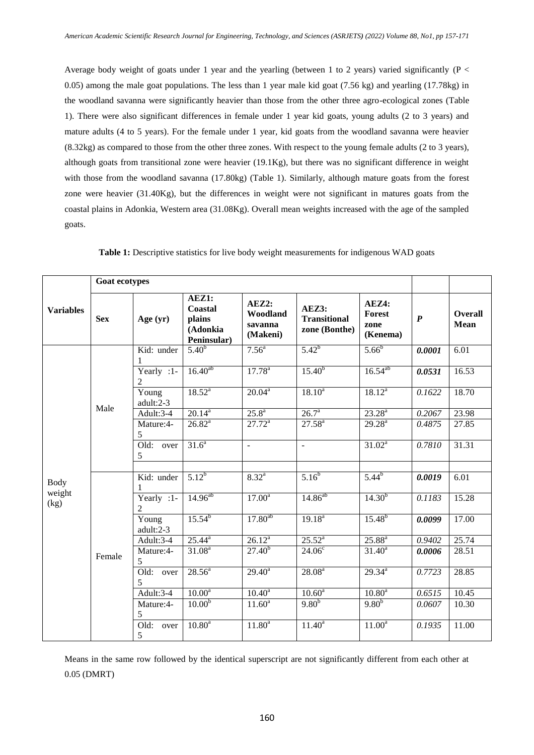Average body weight of goats under 1 year and the yearling (between 1 to 2 years) varied significantly ($P < 0.05$) among the male goat populations. The less than 1 year male kid goat (7.56 kg) and yearling (17.78kg) in the woodland savanna were significantly heavier than those from the other three agro-ecological zones (Table 1). There were also significant differences in female under 1 year kid goats, young adults (2 to 3 years) and mature adults (4 to 5 years). For the female under 1 year, kid goats from the woodland savanna were heavier (8.32kg) as compared to those from the other three zones. With respect to the young female adults (2 to 3 years), although goats from transitional zone were heavier (19.1Kg), but there was no significant difference in weight with those from the woodland savanna (17.80kg) (Table 1). Similarly, although mature goats from the forest zone were heavier (31.40Kg), but the differences in weight were not significant in matures goats from the coastal plains in Adonkia, Western area (31.08Kg). Overall mean weights increased with the age of the sampled goats.

**Table 1:** Descriptive statistics for live body weight measurements for indigenous WAD goats

| | Goat ecotypes | | | | | | | |
|---|---|---|---|---|---|---|---|---|
| **Variables** | **Sex** | **Age (yr)** | **AEZ1: Coastal plains (Adonkia Peninsular)** | **AEZ2: Woodland savanna (Makeni)** | **AEZ3: Transitional zone (Bonthe)** | **AEZ4: Forest zone (Kenema)** | ***P*** | **Overall Mean** |
| Body weight (kg) | Male | Kid: under 1 | $5.40^{b}$ | $7.56^{a}$ | $5.42^{b}$ | $5.66^{b}$ | ***0.0001*** | 6.01 |
| | | Yearly :1-2 | $16.40^{ab}$ | $17.78^{a}$ | $15.40^{b}$ | $16.54^{ab}$ | ***0.0531*** | 16.53 |
| | | Young adult:2-3 | $18.52^{a}$ | $20.04^{a}$ | $18.10^{a}$ | $18.12^{a}$ | *0.1622* | 18.70 |
| | | Adult:3-4 | $20.14^{a}$ | $25.8^{a}$ | $26.7^{a}$ | $23.28^{a}$ | *0.2067* | 23.98 |
| | | Mature:4-5 | $26.82^{a}$ | $27.72^{a}$ | $27.58^{a}$ | $29.28^{a}$ | *0.4875* | 27.85 |
| | | Old: over 5 | $31.6^{a}$ | - | - | $31.02^{a}$ | *0.7810* | 31.31 |
| | | | | | | | | |
| | Female | Kid: under 1 | $5.12^{b}$ | $8.32^{a}$ | $5.16^{b}$ | $5.44^{b}$ | ***0.0019*** | 6.01 |
| | | Yearly :1-2 | $14.96^{ab}$ | $17.00^{a}$ | $14.86^{ab}$ | $14.30^{b}$ | *0.1183* | 15.28 |
| | | Young adult:2-3 | $15.54^{b}$ | $17.80^{ab}$ | $19.18^{a}$ | $15.48^{b}$ | ***0.0099*** | 17.00 |
| | | Adult:3-4 | $25.44^{a}$ | $26.12^{a}$ | $25.52^{a}$ | $25.88^{a}$ | *0.9402* | 25.74 |
| | | Mature:4-5 | $31.08^{a}$ | $27.40^{b}$ | $24.06^{c}$ | $31.40^{a}$ | ***0.0006*** | 28.51 |
| | | Old: over 5 | $28.56^{a}$ | $29.40^{a}$ | $28.08^{a}$ | $29.34^{a}$ | *0.7723* | 28.85 |
| | | Adult:3-4 | $10.00^{a}$ | $10.40^{a}$ | $10.60^{a}$ | $10.80^{a}$ | *0.6515* | 10.45 |
| | | Mature:4-5 | $10.00^{b}$ | $11.60^{a}$ | $9.80^{b}$ | $9.80^{b}$ | *0.0607* | 10.30 |
| | | Old: over 5 | $10.80^{a}$ | $11.80^{a}$ | $11.40^{a}$ | $11.00^{a}$ | *0.1935* | 11.00 |

Means in the same row followed by the identical superscript are not significantly different from each other at 0.05 (DMRT)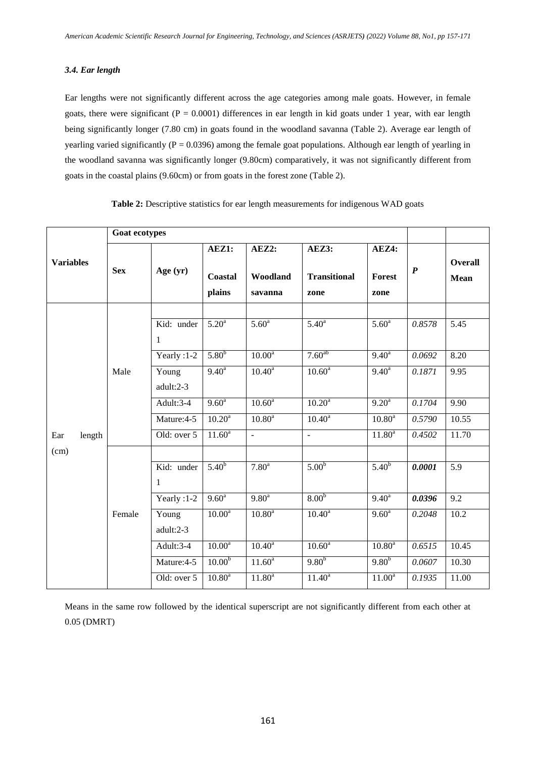### *3.4. Ear length*

Ear lengths were not significantly different across the age categories among male goats. However, in female goats, there were significant ($P = 0.0001$) differences in ear length in kid goats under 1 year, with ear length being significantly longer (7.80 cm) in goats found in the woodland savanna (Table 2). Average ear length of yearling varied significantly ($P = 0.0396$) among the female goat populations. Although ear length of yearling in the woodland savanna was significantly longer (9.80cm) comparatively, it was not significantly different from goats in the coastal plains (9.60cm) or from goats in the forest zone (Table 2).

**Table 2:** Descriptive statistics for ear length measurements for indigenous WAD goats

| **Variables** | **Goat ecotypes** | | | | | | | |
|---|---|---|---|---|---|---|---|---|
| | **Sex** | **Age (yr)** | **AEZ1: Coastal plains** | **AEZ2: Woodland savanna** | **AEZ3: Transitional zone** | **AEZ4: Forest zone** | ***P*** | **Overall Mean** |
| Ear length (cm) | Male | Kid: under 1 | 5.20[a] | 5.60[a] | 5.40[a] | 5.60[a] | *0.8578* | 5.45 |
| | | Yearly :1-2 | 5.80[b] | 10.00[a] | 7.60[ab] | 9.40[a] | *0.0692* | 8.20 |
| | | Young adult:2-3 | 9.40[a] | 10.40[a] | 10.60[a] | 9.40[a] | *0.1871* | 9.95 |
| | | Adult:3-4 | 9.60[a] | 10.60[a] | 10.20[a] | 9.20[a] | *0.1704* | 9.90 |
| | | Mature:4-5 | 10.20[a] | 10.80[a] | 10.40[a] | 10.80[a] | *0.5790* | 10.55 |
| | | Old: over 5 | 11.60[a] | - | - | 11.80[a] | *0.4502* | 11.70 |
| | Female | Kid: under 1 | 5.40[b] | 7.80[a] | 5.00[b] | 5.40[b] | ***0.0001*** | 5.9 |
| | | Yearly :1-2 | 9.60[a] | 9.80[a] | 8.00[b] | 9.40[a] | ***0.0396*** | 9.2 |
| | | Young adult:2-3 | 10.00[a] | 10.80[a] | 10.40[a] | 9.60[a] | *0.2048* | 10.2 |
| | | Adult:3-4 | 10.00[a] | 10.40[a] | 10.60[a] | 10.80[a] | *0.6515* | 10.45 |
| | | Mature:4-5 | 10.00[b] | 11.60[a] | 9.80[b] | 9.80[b] | *0.0607* | 10.30 |
| | | Old: over 5 | 10.80[a] | 11.80[a] | 11.40[a] | 11.00[a] | *0.1935* | 11.00 |

Means in the same row followed by the identical superscript are not significantly different from each other at 0.05 (DMRT)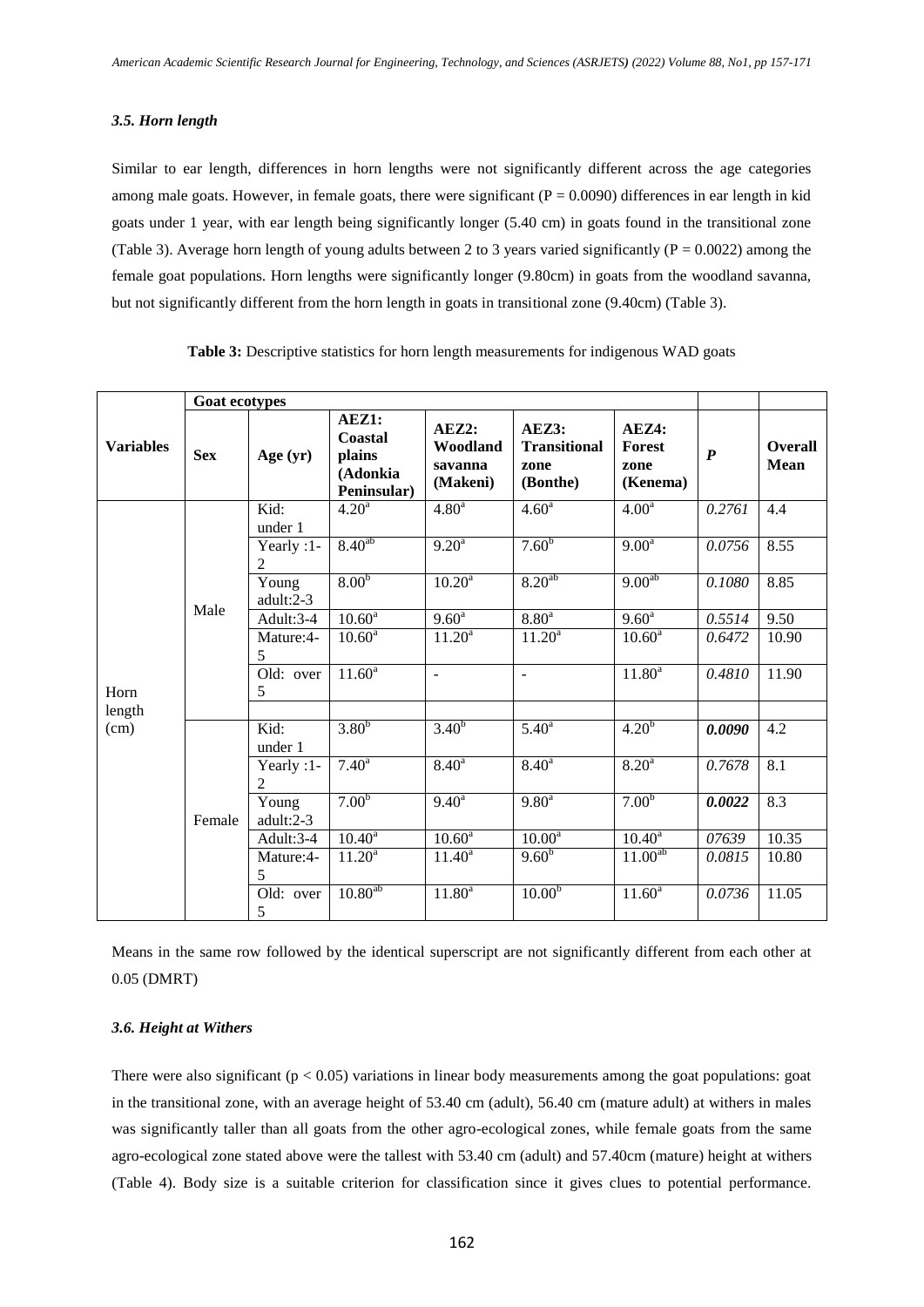### *3.5. Horn length*

Similar to ear length, differences in horn lengths were not significantly different across the age categories among male goats. However, in female goats, there were significant (P = 0.0090) differences in ear length in kid goats under 1 year, with ear length being significantly longer (5.40 cm) in goats found in the transitional zone (Table 3). Average horn length of young adults between 2 to 3 years varied significantly (P = 0.0022) among the female goat populations. Horn lengths were significantly longer (9.80cm) in goats from the woodland savanna, but not significantly different from the horn length in goats in transitional zone (9.40cm) (Table 3).

**Table 3:** Descriptive statistics for horn length measurements for indigenous WAD goats

| | **Goat ecotypes** | | | | | | | |
|---|---|---|---|---|---|---|---|---|
| **Variables** | **Sex** | **Age (yr)** | **AEZ1: Coastal plains (Adonkia Peninsular)** | **AEZ2: Woodland savanna (Makeni)** | **AEZ3: Transitional zone (Bonthe)** | **AEZ4: Forest zone (Kenema)** | ***P*** | **Overall Mean** |
| Horn length (cm) | Male | Kid: under 1 | $4.20^{a}$ | $4.80^{a}$ | $4.60^{a}$ | $4.00^{a}$ | *0.2761* | 4.4 |
| | | Yearly :1-2 | $8.40^{ab}$ | $9.20^{a}$ | $7.60^{b}$ | $9.00^{a}$ | *0.0756* | 8.55 |
| | | Young adult:2-3 | $8.00^{b}$ | $10.20^{a}$ | $8.20^{ab}$ | $9.00^{ab}$ | *0.1080* | 8.85 |
| | | Adult:3-4 | $10.60^{a}$ | $9.60^{a}$ | $8.80^{a}$ | $9.60^{a}$ | *0.5514* | 9.50 |
| | | Mature:4-5 | $10.60^{a}$ | $11.20^{a}$ | $11.20^{a}$ | $10.60^{a}$ | *0.6472* | 10.90 |
| | | Old: over 5 | $11.60^{a}$ | - | - | $11.80^{a}$ | *0.4810* | 11.90 |
| | | | | | | | | |
| | Female | Kid: under 1 | $3.80^{b}$ | $3.40^{b}$ | $5.40^{a}$ | $4.20^{b}$ | ***0.0090*** | 4.2 |
| | | Yearly :1-2 | $7.40^{a}$ | $8.40^{a}$ | $8.40^{a}$ | $8.20^{a}$ | *0.7678* | 8.1 |
| | | Young adult:2-3 | $7.00^{b}$ | $9.40^{a}$ | $9.80^{a}$ | $7.00^{b}$ | ***0.0022*** | 8.3 |
| | | Adult:3-4 | $10.40^{a}$ | $10.60^{a}$ | $10.00^{a}$ | $10.40^{a}$ | *07639* | 10.35 |
| | | Mature:4-5 | $11.20^{a}$ | $11.40^{a}$ | $9.60^{b}$ | $11.00^{ab}$ | *0.0815* | 10.80 |
| | | Old: over 5 | $10.80^{ab}$ | $11.80^{a}$ | $10.00^{b}$ | $11.60^{a}$ | *0.0736* | 11.05 |

Means in the same row followed by the identical superscript are not significantly different from each other at 0.05 (DMRT)

### *3.6. Height at Withers*

There were also significant ($p < 0.05$) variations in linear body measurements among the goat populations: goat in the transitional zone, with an average height of 53.40 cm (adult), 56.40 cm (mature adult) at withers in males was significantly taller than all goats from the other agro-ecological zones, while female goats from the same agro-ecological zone stated above were the tallest with 53.40 cm (adult) and 57.40cm (mature) height at withers (Table 4). Body size is a suitable criterion for classification since it gives clues to potential performance.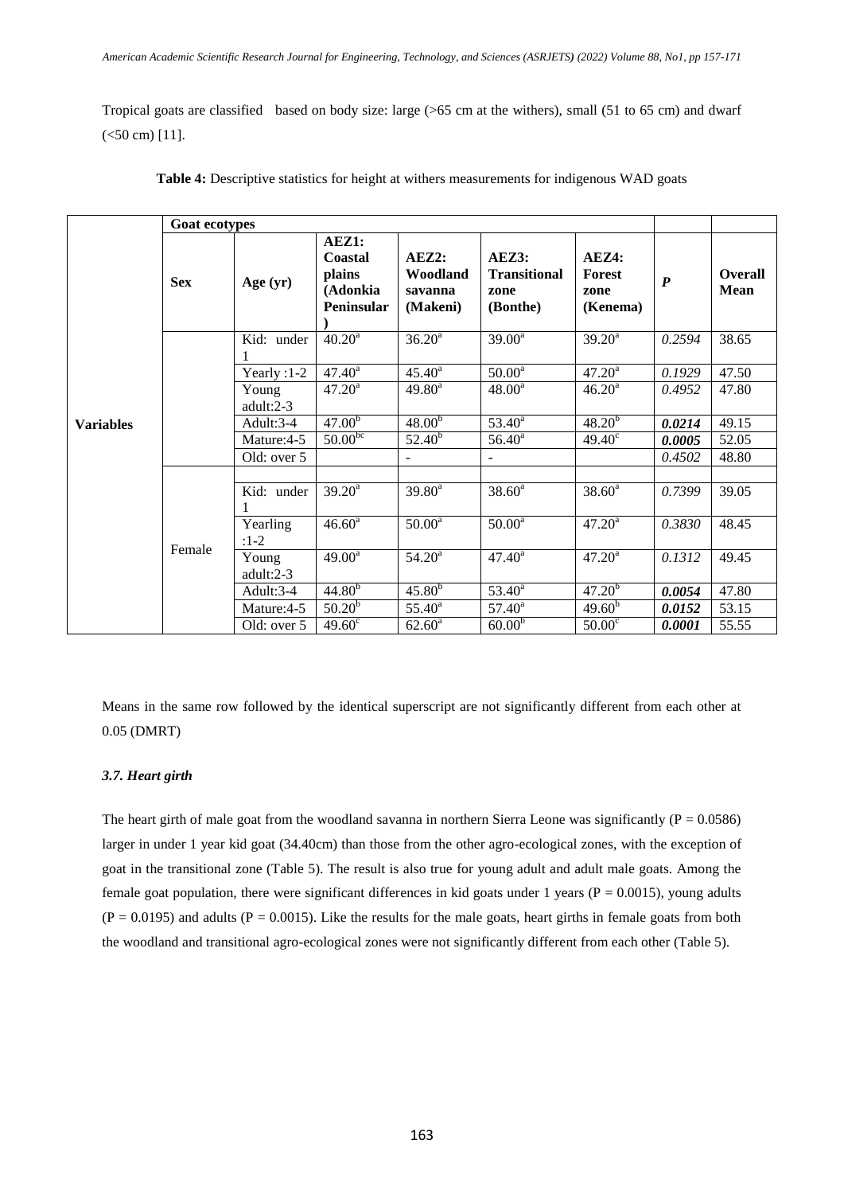Tropical goats are classified based on body size: large (>65 cm at the withers), small (51 to 65 cm) and dwarf (<50 cm) [11].

**Table 4:** Descriptive statistics for height at withers measurements for indigenous WAD goats

| | Goat ecotypes | | | | | | | |
|---|---|---|---|---|---|---|---|---|
| | **Sex** | **Age (yr)** | **AEZ1: Coastal plains (Adonkia Peninsular)** | **AEZ2: Woodland savanna (Makeni)** | **AEZ3: Transitional zone (Bonthe)** | **AEZ4: Forest zone (Kenema)** | ***P*** | **Overall Mean** |
| **Variables** | | Kid: under 1 | $40.20^{a}$ | $36.20^{a}$ | $39.00^{a}$ | $39.20^{a}$ | *0.2594* | 38.65 |
| | | Yearly :1-2 | $47.40^{a}$ | $45.40^{a}$ | $50.00^{a}$ | $47.20^{a}$ | *0.1929* | 47.50 |
| | | Young adult:2-3 | $47.20^{a}$ | $49.80^{a}$ | $48.00^{a}$ | $46.20^{a}$ | *0.4952* | 47.80 |
| | | Adult:3-4 | $47.00^{b}$ | $48.00^{b}$ | $53.40^{a}$ | $48.20^{b}$ | ***0.0214*** | 49.15 |
| | | Mature:4-5 | $50.00^{bc}$ | $52.40^{b}$ | $56.40^{a}$ | $49.40^{c}$ | ***0.0005*** | 52.05 |
| | | Old: over 5 | | - | - | | *0.4502* | 48.80 |
| | | | | | | | | |
| | Female | Kid: under 1 | $39.20^{a}$ | $39.80^{a}$ | $38.60^{a}$ | $38.60^{a}$ | *0.7399* | 39.05 |
| | | Yearling :1-2 | $46.60^{a}$ | $50.00^{a}$ | $50.00^{a}$ | $47.20^{a}$ | *0.3830* | 48.45 |
| | | Young adult:2-3 | $49.00^{a}$ | $54.20^{a}$ | $47.40^{a}$ | $47.20^{a}$ | *0.1312* | 49.45 |
| | | Adult:3-4 | $44.80^{b}$ | $45.80^{b}$ | $53.40^{a}$ | $47.20^{b}$ | ***0.0054*** | 47.80 |
| | | Mature:4-5 | $50.20^{b}$ | $55.40^{a}$ | $57.40^{a}$ | $49.60^{b}$ | ***0.0152*** | 53.15 |
| | | Old: over 5 | $49.60^{c}$ | $62.60^{a}$ | $60.00^{b}$ | $50.00^{c}$ | ***0.0001*** | 55.55 |

Means in the same row followed by the identical superscript are not significantly different from each other at 0.05 (DMRT)

### *3.7. Heart girth*

The heart girth of male goat from the woodland savanna in northern Sierra Leone was significantly ($P = 0.0586$) larger in under 1 year kid goat (34.40cm) than those from the other agro-ecological zones, with the exception of goat in the transitional zone (Table 5). The result is also true for young adult and adult male goats. Among the female goat population, there were significant differences in kid goats under 1 years ($P = 0.0015$), young adults ($P = 0.0195$) and adults ($P = 0.0015$). Like the results for the male goats, heart girths in female goats from both the woodland and transitional agro-ecological zones were not significantly different from each other (Table 5).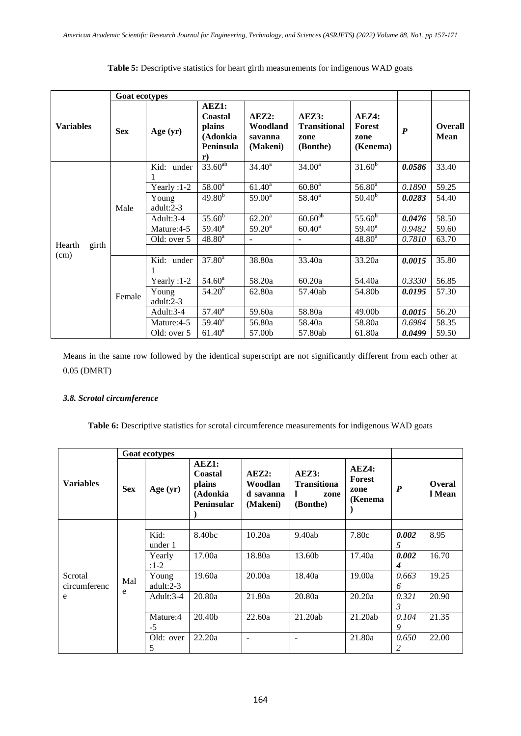**Table 5:** Descriptive statistics for heart girth measurements for indigenous WAD goats

| Variables | Goat ecotypes | | | | | | | |
|---|---|---|---|---|---|---|---|---|
| | **Sex** | **Age (yr)** | **AEZ1: Coastal plains (Adonkia Peninsular)** | **AEZ2: Woodland savanna (Makeni)** | **AEZ3: Transitional zone (Bonthe)** | **AEZ4: Forest zone (Kenema)** | ***P*** | **Overall Mean** |
| Hearth girth (cm) | Male | Kid: under 1 | 33.60[ab] | 34.40[a] | 34.00[a] | 31.60[b] | ***0.0586*** | 33.40 |
| | | Yearly :1-2 | 58.00[a] | 61.40[a] | 60.80[a] | 56.80[a] | *0.1890* | 59.25 |
| | | Young adult:2-3 | 49.80[b] | 59.00[a] | 58.40[a] | 50.40[b] | ***0.0283*** | 54.40 |
| | | Adult:3-4 | 55.60[b] | 62.20[a] | 60.60[ab] | 55.60[b] | ***0.0476*** | 58.50 |
| | | Mature:4-5 | 59.40[a] | 59.20[a] | 60.40[a] | 59.40[a] | *0.9482* | 59.60 |
| | | Old: over 5 | 48.80[a] | - | - | 48.80[a] | *0.7810* | 63.70 |
| | | | | | | | | |
| | Female | Kid: under 1 | 37.80[a] | 38.80a | 33.40a | 33.20a | ***0.0015*** | 35.80 |
| | | Yearly :1-2 | 54.60[a] | 58.20a | 60.20a | 54.40a | *0.3330* | 56.85 |
| | | Young adult:2-3 | 54.20[b] | 62.80a | 57.40ab | 54.80b | ***0.0195*** | 57.30 |
| | | Adult:3-4 | 57.40[a] | 59.60a | 58.80a | 49.00b | ***0.0015*** | 56.20 |
| | | Mature:4-5 | 59.40[a] | 56.80a | 58.40a | 58.80a | *0.6984* | 58.35 |
| | | Old: over 5 | 61.40[a] | 57.00b | 57.80ab | 61.80a | ***0.0499*** | 59.50 |

Means in the same row followed by the identical superscript are not significantly different from each other at 0.05 (DMRT)

### *3.8. Scrotal circumference*

**Table 6:** Descriptive statistics for scrotal circumference measurements for indigenous WAD goats

| Variables | Goat ecotypes | | | | | | | |
|---|---|---|---|---|---|---|---|---|
| | **Sex** | **Age (yr)** | **AEZ1: Coastal plains (Adonkia Peninsular)** | **AEZ2: Woodland savanna (Makeni)** | **AEZ3: Transitional zone (Bonthe)** | **AEZ4: Forest zone (Kenema)** | ***P*** | **Overall Mean** |
| | | | | | | | | |
| Scrotal circumference | Male | Kid: under 1 | 8.40bc | 10.20a | 9.40ab | 7.80c | ***0.0025*** | 8.95 |
| | | Yearly :1-2 | 17.00a | 18.80a | 13.60b | 17.40a | ***0.0024*** | 16.70 |
| | | Young adult:2-3 | 19.60a | 20.00a | 18.40a | 19.00a | *0.6636* | 19.25 |
| | | Adult:3-4 | 20.80a | 21.80a | 20.80a | 20.20a | *0.3213* | 20.90 |
| | | Mature:4-5 | 20.40b | 22.60a | 21.20ab | 21.20ab | *0.1049* | 21.35 |
| | | Old: over 5 | 22.20a | - | - | 21.80a | *0.6502* | 22.00 |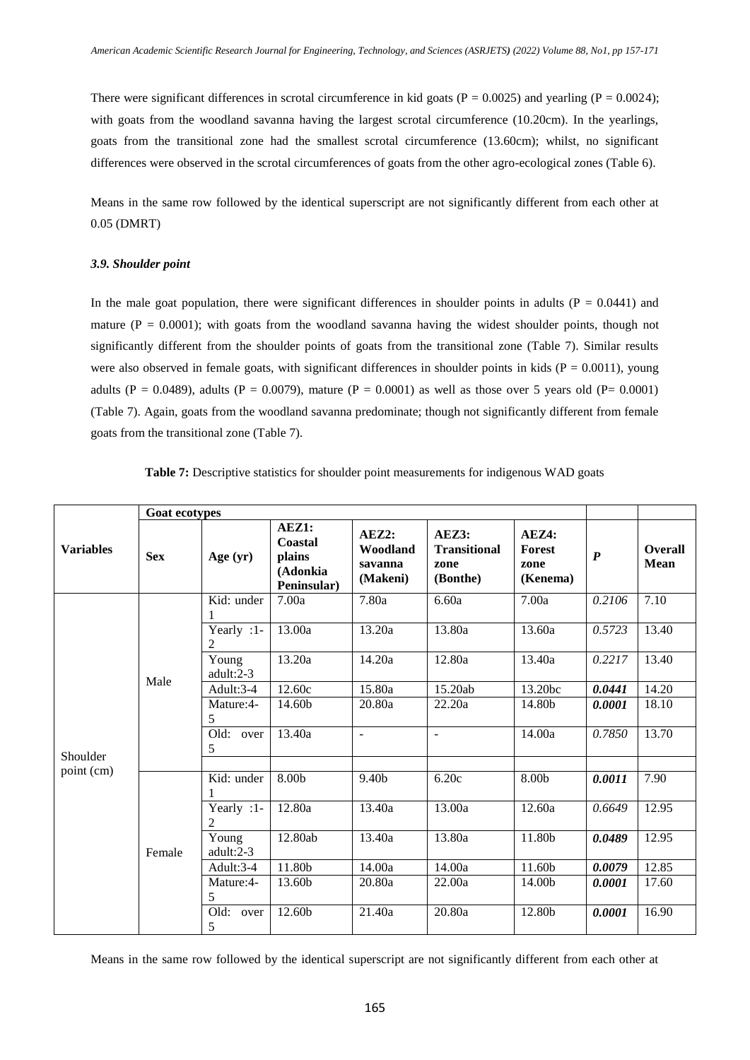There were significant differences in scrotal circumference in kid goats (P = 0.0025) and yearling (P = 0.0024); with goats from the woodland savanna having the largest scrotal circumference (10.20cm). In the yearlings, goats from the transitional zone had the smallest scrotal circumference (13.60cm); whilst, no significant differences were observed in the scrotal circumferences of goats from the other agro-ecological zones (Table 6).

Means in the same row followed by the identical superscript are not significantly different from each other at 0.05 (DMRT)

### *3.9. Shoulder point*

In the male goat population, there were significant differences in shoulder points in adults (P = 0.0441) and mature (P = 0.0001); with goats from the woodland savanna having the widest shoulder points, though not significantly different from the shoulder points of goats from the transitional zone (Table 7). Similar results were also observed in female goats, with significant differences in shoulder points in kids (P = 0.0011), young adults (P = 0.0489), adults (P = 0.0079), mature (P = 0.0001) as well as those over 5 years old (P= 0.0001) (Table 7). Again, goats from the woodland savanna predominate; though not significantly different from female goats from the transitional zone (Table 7).

**Table 7:** Descriptive statistics for shoulder point measurements for indigenous WAD goats

| | Goat ecotypes | | | | | | | |
|---|---|---|---|---|---|---|---|---|
| **Variables** | **Sex** | **Age (yr)** | **AEZ1: Coastal plains (Adonkia Peninsular)** | **AEZ2: Woodland savanna (Makeni)** | **AEZ3: Transitional zone (Bonthe)** | **AEZ4: Forest zone (Kenema)** | ***P*** | **Overall Mean** |
| Shoulder point (cm) | Male | Kid: under 1 | 7.00a | 7.80a | 6.60a | 7.00a | *0.2106* | 7.10 |
| | | Yearly :1-2 | 13.00a | 13.20a | 13.80a | 13.60a | *0.5723* | 13.40 |
| | | Young adult:2-3 | 13.20a | 14.20a | 12.80a | 13.40a | *0.2217* | 13.40 |
| | | Adult:3-4 | 12.60c | 15.80a | 15.20ab | 13.20bc | ***0.0441*** | 14.20 |
| | | Mature:4-5 | 14.60b | 20.80a | 22.20a | 14.80b | ***0.0001*** | 18.10 |
| | | Old: over 5 | 13.40a | - | - | 14.00a | *0.7850* | 13.70 |
| | | | | | | | | |
| | Female | Kid: under 1 | 8.00b | 9.40b | 6.20c | 8.00b | ***0.0011*** | 7.90 |
| | | Yearly :1-2 | 12.80a | 13.40a | 13.00a | 12.60a | *0.6649* | 12.95 |
| | | Young adult:2-3 | 12.80ab | 13.40a | 13.80a | 11.80b | ***0.0489*** | 12.95 |
| | | Adult:3-4 | 11.80b | 14.00a | 14.00a | 11.60b | ***0.0079*** | 12.85 |
| | | Mature:4-5 | 13.60b | 20.80a | 22.00a | 14.00b | ***0.0001*** | 17.60 |
| | | Old: over 5 | 12.60b | 21.40a | 20.80a | 12.80b | ***0.0001*** | 16.90 |

Means in the same row followed by the identical superscript are not significantly different from each other at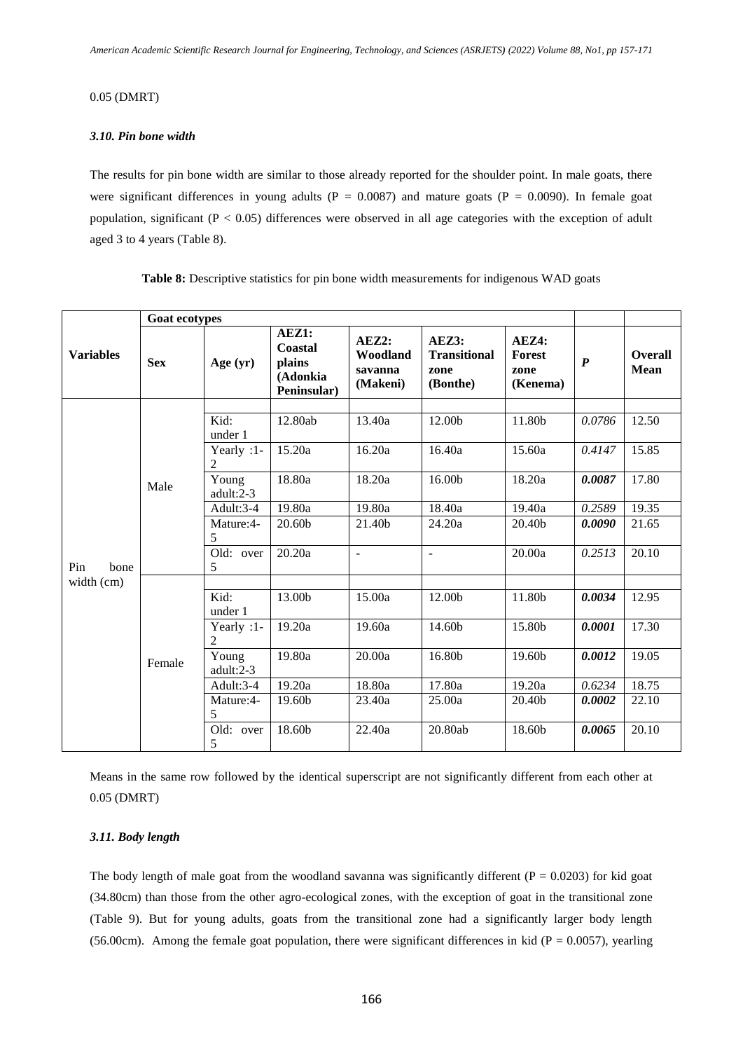0.05 (DMRT)

### *3.10. Pin bone width*

The results for pin bone width are similar to those already reported for the shoulder point. In male goats, there were significant differences in young adults (P = 0.0087) and mature goats (P = 0.0090). In female goat population, significant (P < 0.05) differences were observed in all age categories with the exception of adult aged 3 to 4 years (Table 8).

**Table 8:** Descriptive statistics for pin bone width measurements for indigenous WAD goats

| **Variables** | **Goat ecotypes** | | | | | | | |
|---|---|---|---|---|---|---|---|---|
| | **Sex** | **Age (yr)** | **AEZ1: Coastal plains (Adonkia Peninsular)** | **AEZ2: Woodland savanna (Makeni)** | **AEZ3: Transitional zone (Bonthe)** | **AEZ4: Forest zone (Kenema)** | ***P*** | **Overall Mean** |
| Pin bone width (cm) | Male | | | | | | | |
| | | Kid: under 1 | 12.80ab | 13.40a | 12.00b | 11.80b | *0.0786* | 12.50 |
| | | Yearly :1-2 | 15.20a | 16.20a | 16.40a | 15.60a | *0.4147* | 15.85 |
| | | Young adult:2-3 | 18.80a | 18.20a | 16.00b | 18.20a | ***0.0087*** | 17.80 |
| | | Adult:3-4 | 19.80a | 19.80a | 18.40a | 19.40a | *0.2589* | 19.35 |
| | | Mature:4-5 | 20.60b | 21.40b | 24.20a | 20.40b | ***0.0090*** | 21.65 |
| | | Old: over 5 | 20.20a | - | - | 20.00a | *0.2513* | 20.10 |
| | Female | | | | | | | |
| | | Kid: under 1 | 13.00b | 15.00a | 12.00b | 11.80b | ***0.0034*** | 12.95 |
| | | Yearly :1-2 | 19.20a | 19.60a | 14.60b | 15.80b | ***0.0001*** | 17.30 |
| | | Young adult:2-3 | 19.80a | 20.00a | 16.80b | 19.60b | ***0.0012*** | 19.05 |
| | | Adult:3-4 | 19.20a | 18.80a | 17.80a | 19.20a | *0.6234* | 18.75 |
| | | Mature:4-5 | 19.60b | 23.40a | 25.00a | 20.40b | ***0.0002*** | 22.10 |
| | | Old: over 5 | 18.60b | 22.40a | 20.80ab | 18.60b | ***0.0065*** | 20.10 |

Means in the same row followed by the identical superscript are not significantly different from each other at 0.05 (DMRT)

### *3.11. Body length*

The body length of male goat from the woodland savanna was significantly different (P = 0.0203) for kid goat (34.80cm) than those from the other agro-ecological zones, with the exception of goat in the transitional zone (Table 9). But for young adults, goats from the transitional zone had a significantly larger body length (56.00cm). Among the female goat population, there were significant differences in kid (P = 0.0057), yearling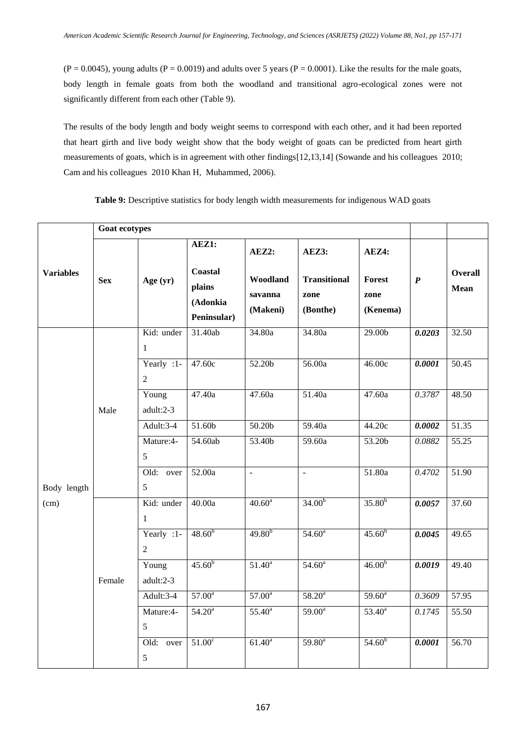(P = 0.0045), young adults (P = 0.0019) and adults over 5 years (P = 0.0001). Like the results for the male goats, body length in female goats from both the woodland and transitional agro-ecological zones were not significantly different from each other (Table 9).

The results of the body length and body weight seems to correspond with each other, and it had been reported that heart girth and live body weight show that the body weight of goats can be predicted from heart girth measurements of goats, which is in agreement with other findings[12,13,14] (Sowande and his colleagues 2010; Cam and his colleagues 2010 Khan H, Muhammed, 2006).

**Table 9:** Descriptive statistics for body length width measurements for indigenous WAD goats

| | Goat ecotypes | | | | | | | |
|---|---|---|---|---|---|---|---|---|
| **Variables** | **Sex** | **Age (yr)** | **AEZ1: Coastal plains (Adonkia Peninsular)** | **AEZ2: Woodland savanna (Makeni)** | **AEZ3: Transitional zone (Bonthe)** | **AEZ4: Forest zone (Kenema)** | ***P*** | **Overall Mean** |
| Body length (cm) | Male | Kid: under 1 | 31.40ab | 34.80a | 34.80a | 29.00b | ***0.0203*** | 32.50 |
| | | Yearly :1-2 | 47.60c | 52.20b | 56.00a | 46.00c | ***0.0001*** | 50.45 |
| | | Young adult:2-3 | 47.40a | 47.60a | 51.40a | 47.60a | *0.3787* | 48.50 |
| | | Adult:3-4 | 51.60b | 50.20b | 59.40a | 44.20c | ***0.0002*** | 51.35 |
| | | Mature:4-5 | 54.60ab | 53.40b | 59.60a | 53.20b | *0.0882* | 55.25 |
| | | Old: over 5 | 52.00a | - | - | 51.80a | *0.4702* | 51.90 |
| | Female | Kid: under 1 | 40.00a | 40.60[a] | 34.00[b] | 35.80[b] | ***0.0057*** | 37.60 |
| | | Yearly :1-2 | 48.60[b] | 49.80[b] | 54.60[a] | 45.60[b] | ***0.0045*** | 49.65 |
| | | Young adult:2-3 | 45.60[b] | 51.40[a] | 54.60[a] | 46.00[b] | ***0.0019*** | 49.40 |
| | | Adult:3-4 | 57.00[a] | 57.00[a] | 58.20[a] | 59.60[a] | *0.3609* | 57.95 |
| | | Mature:4-5 | 54.20[a] | 55.40[a] | 59.00[a] | 53.40[a] | *0.1745* | 55.50 |
| | | Old: over 5 | 51.00[c] | 61.40[a] | 59.80[a] | 54.60[b] | ***0.0001*** | 56.70 |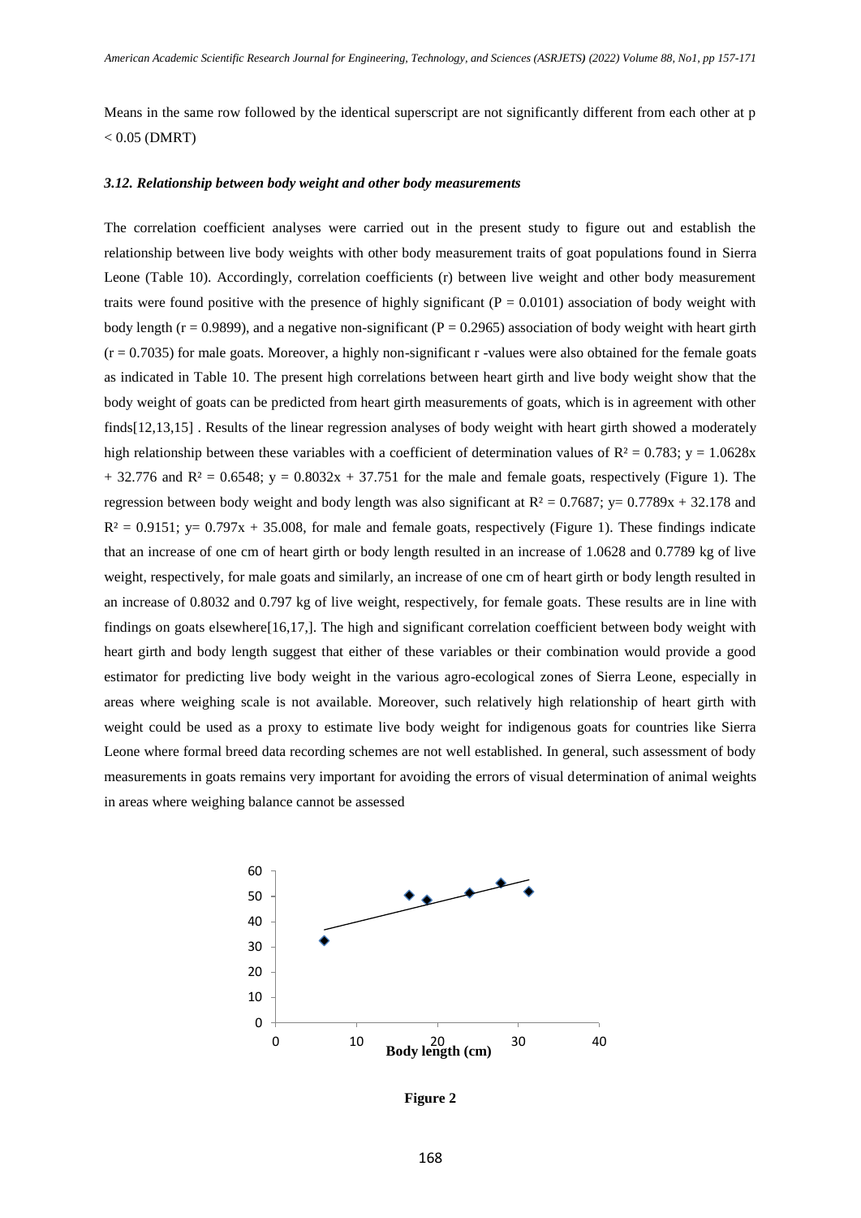Means in the same row followed by the identical superscript are not significantly different from each other at $p < 0.05$ (DMRT)

### *3.12. Relationship between body weight and other body measurements*

The correlation coefficient analyses were carried out in the present study to figure out and establish the relationship between live body weights with other body measurement traits of goat populations found in Sierra Leone (Table 10). Accordingly, correlation coefficients (r) between live weight and other body measurement traits were found positive with the presence of highly significant ($P = 0.0101$) association of body weight with body length ($r = 0.9899$), and a negative non-significant ($P = 0.2965$) association of body weight with heart girth ($r = 0.7035$) for male goats. Moreover, a highly non-significant r -values were also obtained for the female goats as indicated in Table 10. The present high correlations between heart girth and live body weight show that the body weight of goats can be predicted from heart girth measurements of goats, which is in agreement with other finds[12,13,15] . Results of the linear regression analyses of body weight with heart girth showed a moderately high relationship between these variables with a coefficient of determination values of $R^2 = 0.783$; $y = 1.0628x + 32.776$ and $R^2 = 0.6548$; $y = 0.8032x + 37.751$ for the male and female goats, respectively (Figure 1). The regression between body weight and body length was also significant at $R^2 = 0.7687$; $y = 0.7789x + 32.178$ and $R^2 = 0.9151$; $y = 0.797x + 35.008$, for male and female goats, respectively (Figure 1). These findings indicate that an increase of one cm of heart girth or body length resulted in an increase of 1.0628 and 0.7789 kg of live weight, respectively, for male goats and similarly, an increase of one cm of heart girth or body length resulted in an increase of 0.8032 and 0.797 kg of live weight, respectively, for female goats. These results are in line with findings on goats elsewhere[16,17,]. The high and significant correlation coefficient between body weight with heart girth and body length suggest that either of these variables or their combination would provide a good estimator for predicting live body weight in the various agro-ecological zones of Sierra Leone, especially in areas where weighing scale is not available. Moreover, such relatively high relationship of heart girth with weight could be used as a proxy to estimate live body weight for indigenous goats for countries like Sierra Leone where formal breed data recording schemes are not well established. In general, such assessment of body measurements in goats remains very important for avoiding the errors of visual determination of animal weights in areas where weighing balance cannot be assessed

**Figure 2**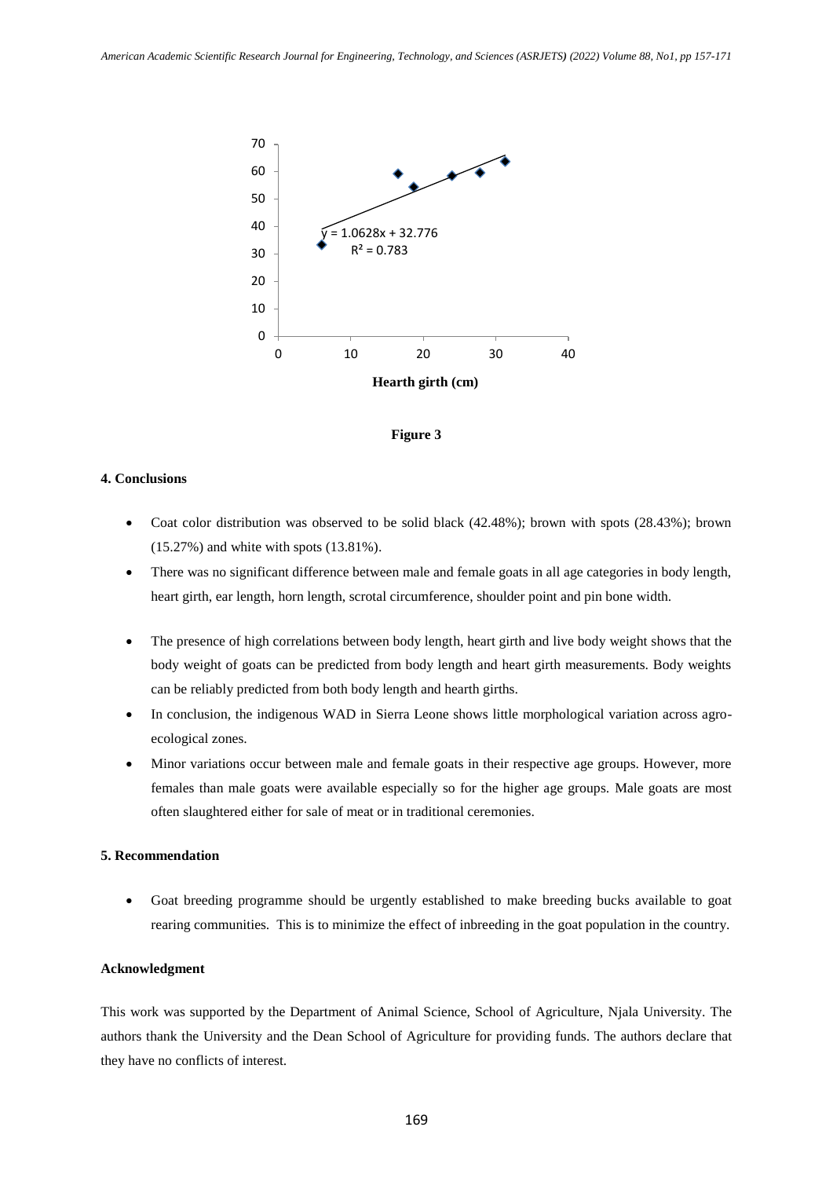$y = 1.0628x + 32.776$

$R^2 = 0.783$

**Hearth girth (cm)**

**Figure 3**

## 4. Conclusions

- Coat color distribution was observed to be solid black (42.48%); brown with spots (28.43%); brown (15.27%) and white with spots (13.81%).
- There was no significant difference between male and female goats in all age categories in body length, heart girth, ear length, horn length, scrotal circumference, shoulder point and pin bone width.
- The presence of high correlations between body length, heart girth and live body weight shows that the body weight of goats can be predicted from body length and heart girth measurements. Body weights can be reliably predicted from both body length and hearth girths.
- In conclusion, the indigenous WAD in Sierra Leone shows little morphological variation across agro-ecological zones.
- Minor variations occur between male and female goats in their respective age groups. However, more females than male goats were available especially so for the higher age groups. Male goats are most often slaughtered either for sale of meat or in traditional ceremonies.

## 5. Recommendation

- Goat breeding programme should be urgently established to make breeding bucks available to goat rearing communities. This is to minimize the effect of inbreeding in the goat population in the country.

## Acknowledgment

This work was supported by the Department of Animal Science, School of Agriculture, Njala University. The authors thank the University and the Dean School of Agriculture for providing funds. The authors declare that they have no conflicts of interest.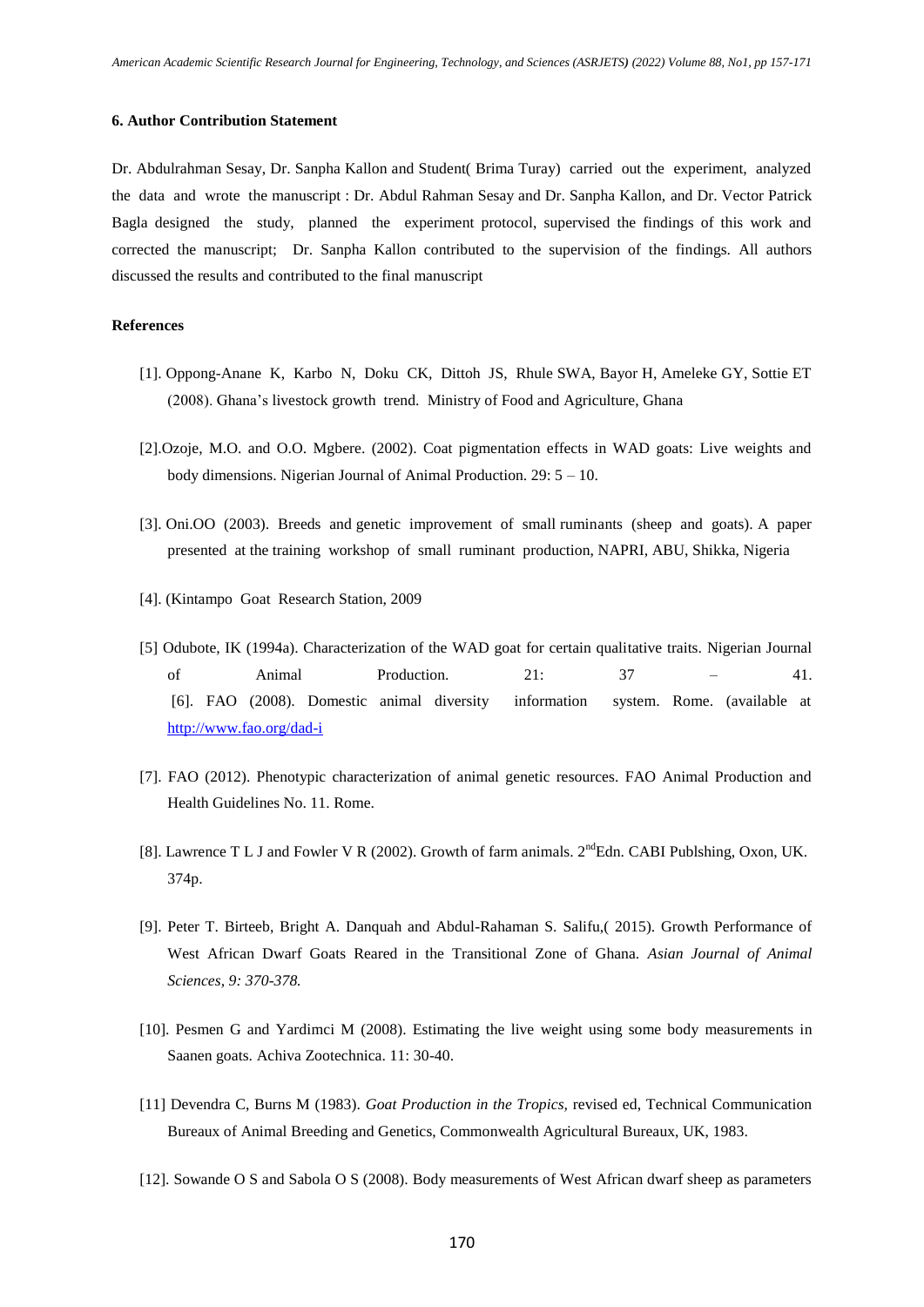## 6. Author Contribution Statement

Dr. Abdulrahman Sesay, Dr. Sanpha Kallon and Student( Brima Turay) carried out the experiment, analyzed the data and wrote the manuscript : Dr. Abdul Rahman Sesay and Dr. Sanpha Kallon, and Dr. Vector Patrick Bagla designed the study, planned the experiment protocol, supervised the findings of this work and corrected the manuscript; Dr. Sanpha Kallon contributed to the supervision of the findings. All authors discussed the results and contributed to the final manuscript

## References

[1]. Oppong-Anane K, Karbo N, Doku CK, Dittoh JS, Rhule SWA, Bayor H, Ameleke GY, Sottie ET (2008). Ghana's livestock growth trend. Ministry of Food and Agriculture, Ghana

[2].Ozoje, M.O. and O.O. Mgbere. (2002). Coat pigmentation effects in WAD goats: Live weights and body dimensions. Nigerian Journal of Animal Production. 29: 5 – 10.

[3]. Oni.OO (2003). Breeds and genetic improvement of small ruminants (sheep and goats). A paper presented at the training workshop of small ruminant production, NAPRI, ABU, Shikka, Nigeria

[4]. (Kintampo Goat Research Station, 2009

[5] Odubote, IK (1994a). Characterization of the WAD goat for certain qualitative traits. Nigerian Journal of Animal Production. 21: 37 – 41.

[6]. FAO (2008). Domestic animal diversity information system. Rome. (available at http://www.fao.org/dad-i

[7]. FAO (2012). Phenotypic characterization of animal genetic resources. FAO Animal Production and Health Guidelines No. 11. Rome.

[8]. Lawrence T L J and Fowler V R (2002). Growth of farm animals. 2$^{nd}$Edn. CABI Publshing, Oxon, UK. 374p.

[9]. Peter T. Birteeb, Bright A. Danquah and Abdul-Rahaman S. Salifu,( 2015). Growth Performance of West African Dwarf Goats Reared in the Transitional Zone of Ghana. *Asian Journal of Animal Sciences, 9: 370-378.*

[10]. Pesmen G and Yardimci M (2008). Estimating the live weight using some body measurements in Saanen goats. Achiva Zootechnica. 11: 30-40.

[11] Devendra C, Burns M (1983). *Goat Production in the Tropics,* revised ed, Technical Communication Bureaux of Animal Breeding and Genetics, Commonwealth Agricultural Bureaux, UK, 1983.

[12]. Sowande O S and Sabola O S (2008). Body measurements of West African dwarf sheep as parameters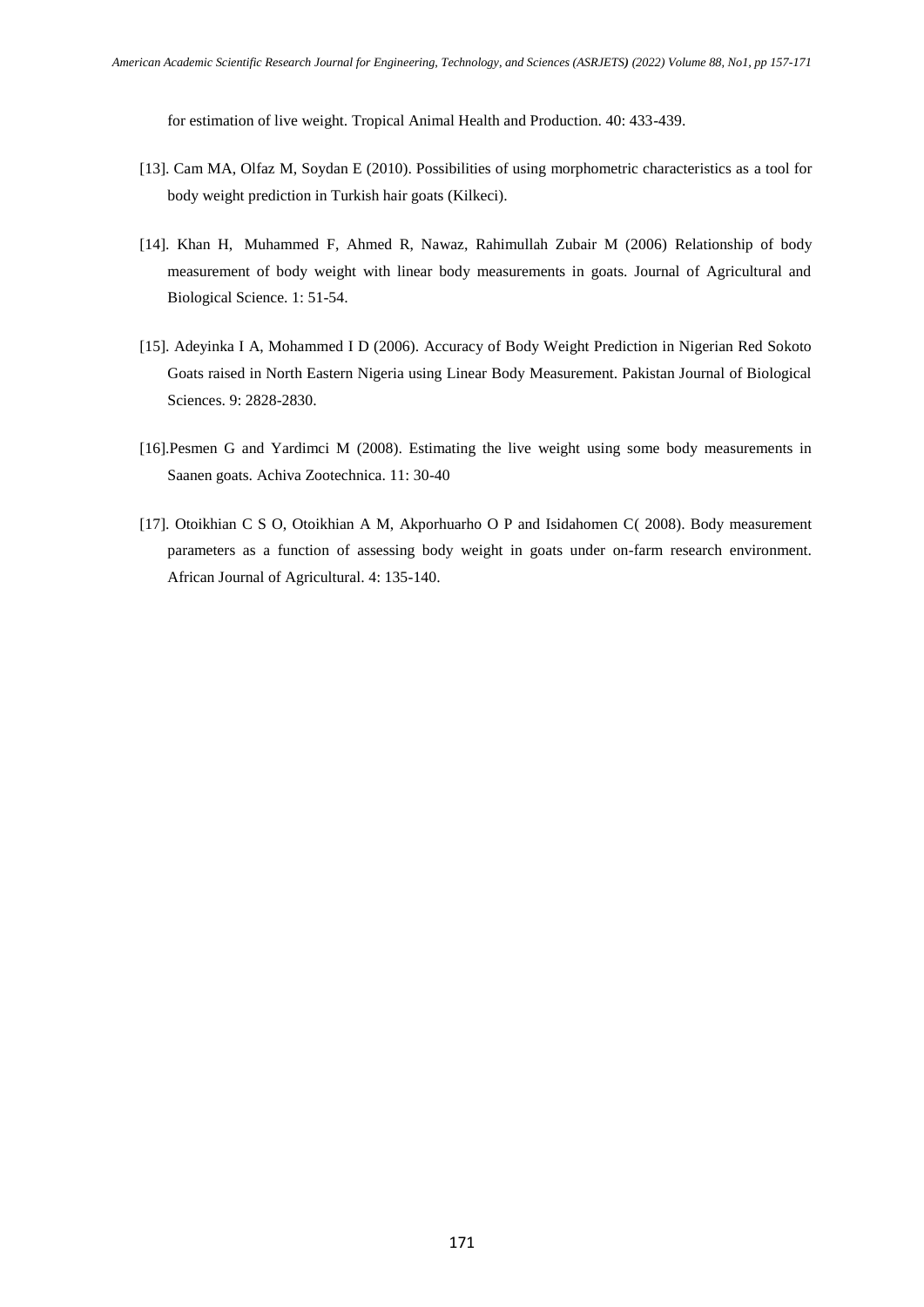for estimation of live weight. Tropical Animal Health and Production. 40: 433-439.

[13]. Cam MA, Olfaz M, Soydan E (2010). Possibilities of using morphometric characteristics as a tool for body weight prediction in Turkish hair goats (Kilkeci).

[14]. Khan H, Muhammed F, Ahmed R, Nawaz, Rahimullah Zubair M (2006) Relationship of body measurement of body weight with linear body measurements in goats. Journal of Agricultural and Biological Science. 1: 51-54.

[15]. Adeyinka I A, Mohammed I D (2006). Accuracy of Body Weight Prediction in Nigerian Red Sokoto Goats raised in North Eastern Nigeria using Linear Body Measurement. Pakistan Journal of Biological Sciences. 9: 2828-2830.

[16].Pesmen G and Yardimci M (2008). Estimating the live weight using some body measurements in Saanen goats. Achiva Zootechnica. 11: 30-40

[17]. Otoikhian C S O, Otoikhian A M, Akporhuarho O P and Isidahomen C( 2008). Body measurement parameters as a function of assessing body weight in goats under on-farm research environment. African Journal of Agricultural. 4: 135-140.